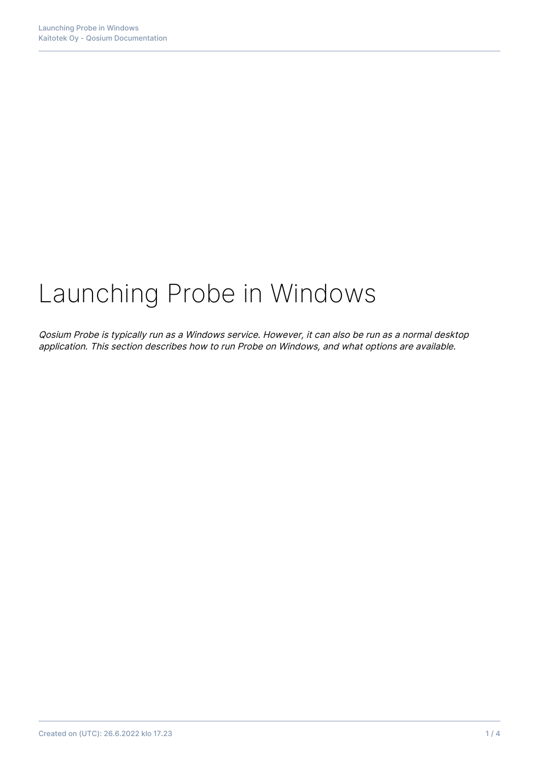# Launching Probe in Windows

*Qosium Probe is typically run as a Windows service. However, it can also be run as a normal desktop application. This section describes how to run Probe on Windows, and what options are available.*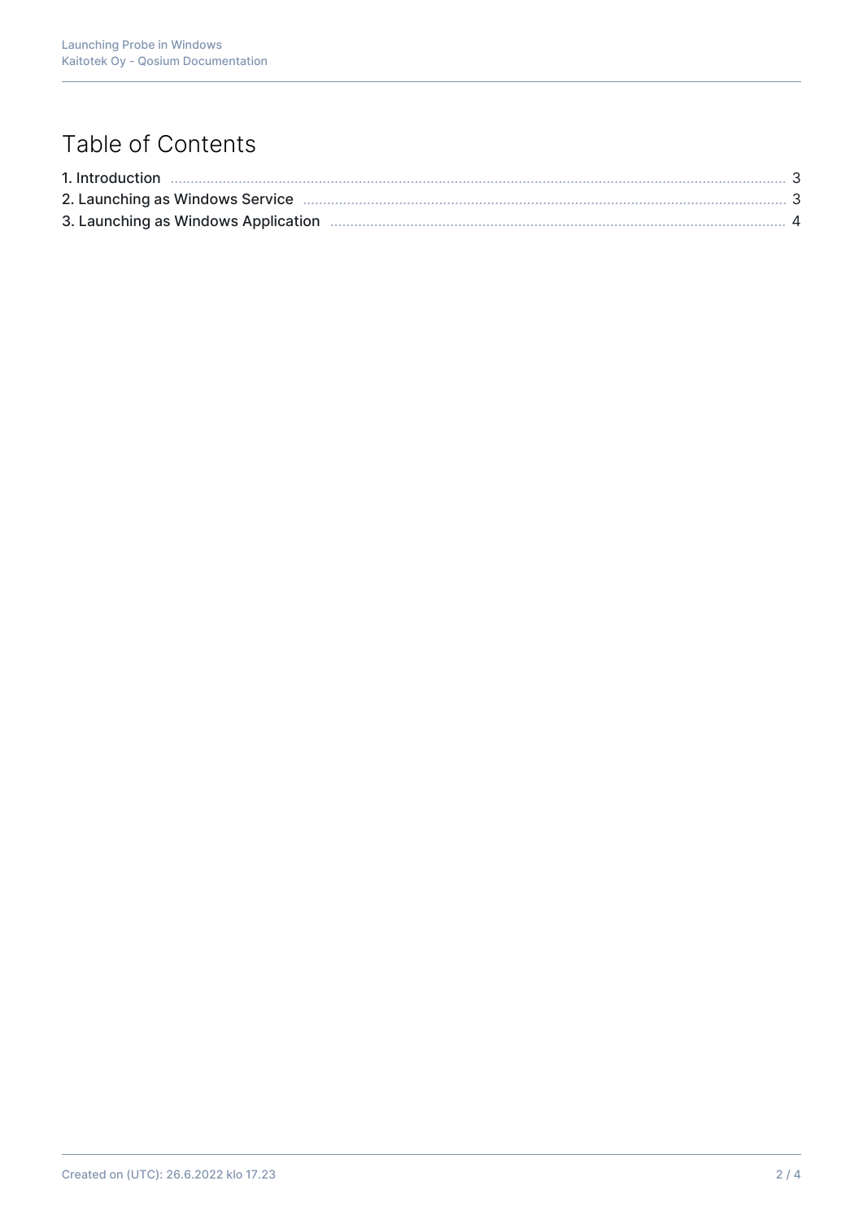# Table of Contents

1. Introduction ........ 3
2. Launching as Windows Service ........ 3
3. Launching as Windows Application ........ 4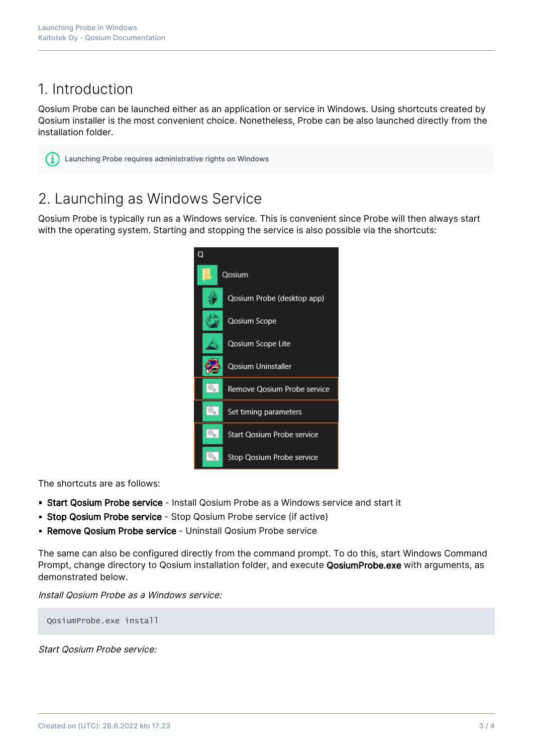# 1. Introduction

Qosium Probe can be launched either as an application or service in Windows. Using shortcuts created by Qosium installer is the most convenient choice. Nonetheless, Probe can be also launched directly from the installation folder.

Launching Probe requires administrative rights on Windows

# 2. Launching as Windows Service

Qosium Probe is typically run as a Windows service. This is convenient since Probe will then always start with the operating system. Starting and stopping the service is also possible via the shortcuts:

The shortcuts are as follows:

- **Start Qosium Probe service** - Install Qosium Probe as a Windows service and start it
- **Stop Qosium Probe service** - Stop Qosium Probe service (if active)
- **Remove Qosium Probe service** - Uninstall Qosium Probe service

The same can also be configured directly from the command prompt. To do this, start Windows Command Prompt, change directory to Qosium installation folder, and execute **QosiumProbe.exe** with arguments, as demonstrated below.

*Install Qosium Probe as a Windows service:*

```
QosiumProbe.exe install
```

*Start Qosium Probe service:*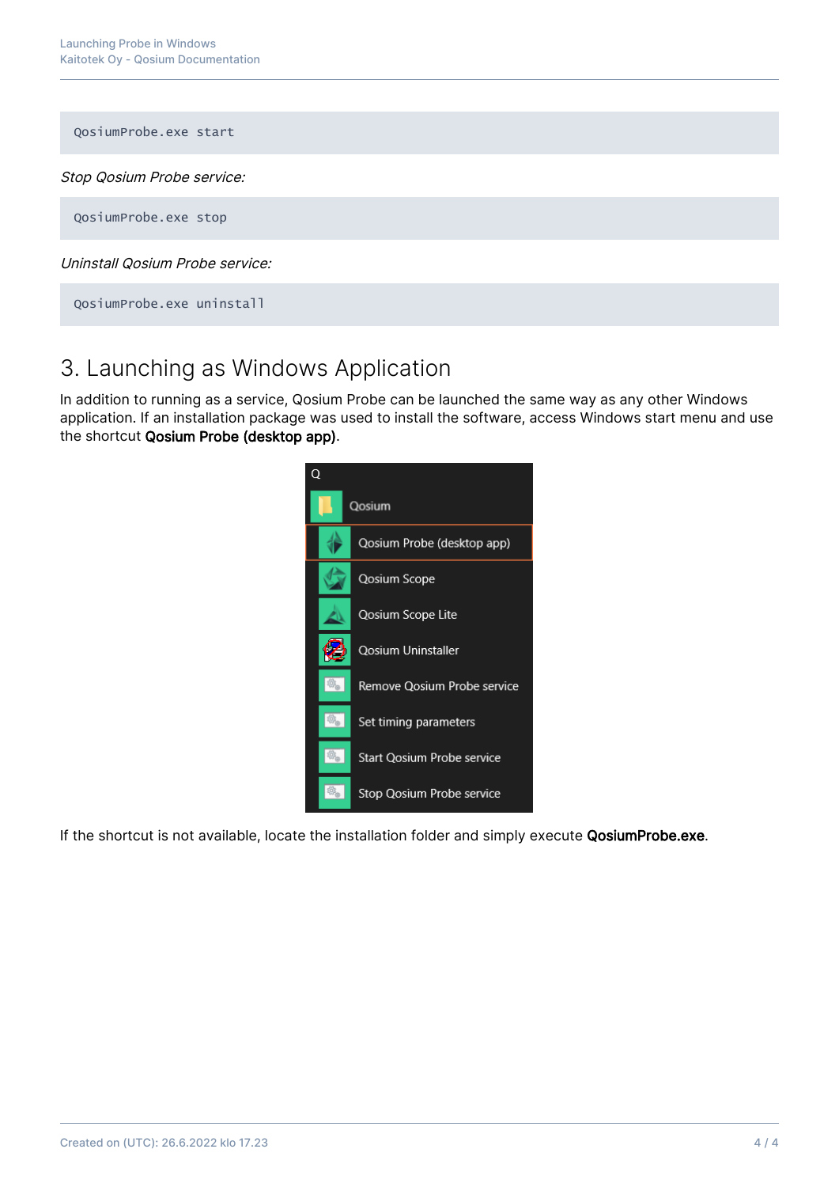```
QosiumProbe.exe start
```

*Stop Qosium Probe service:*

```
QosiumProbe.exe stop
```

*Uninstall Qosium Probe service:*

```
QosiumProbe.exe uninstall
```

# 3. Launching as Windows Application

In addition to running as a service, Qosium Probe can be launched the same way as any other Windows application. If an installation package was used to install the software, access Windows start menu and use the shortcut **Qosium Probe (desktop app)**.

If the shortcut is not available, locate the installation folder and simply execute **QosiumProbe.exe**.